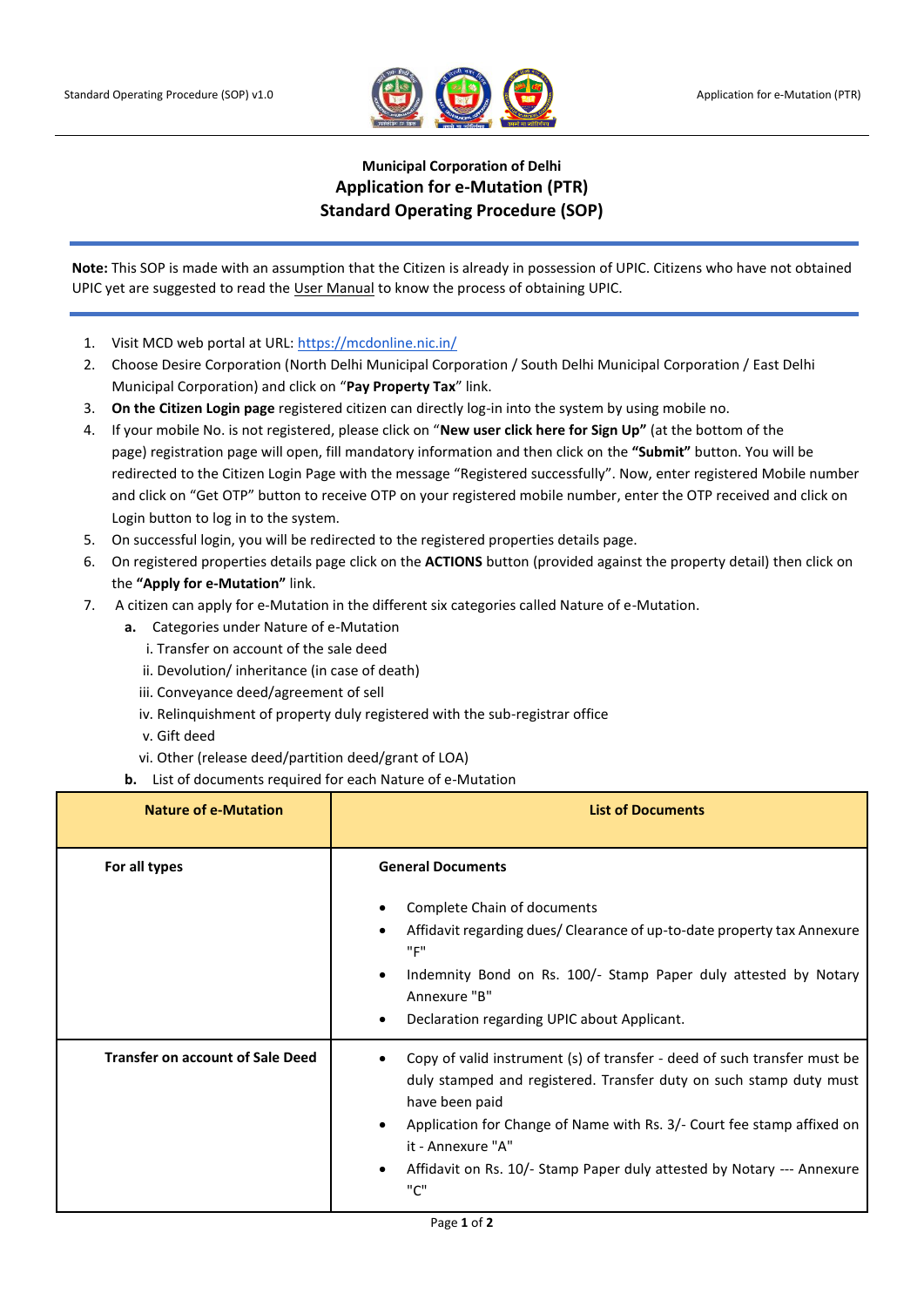**Municipal Corporation of Delhi**

# Application for e-Mutation (PTR)

## Standard Operating Procedure (SOP)

**Note:** This SOP is made with an assumption that the Citizen is already in possession of UPIC. Citizens who have not obtained UPIC yet are suggested to read the User Manual to know the process of obtaining UPIC.

1. Visit MCD web portal at URL: https://mcdonline.nic.in/
2. Choose Desire Corporation (North Delhi Municipal Corporation / South Delhi Municipal Corporation / East Delhi Municipal Corporation) and click on "**Pay Property Tax**" link.
3. **On the Citizen Login page** registered citizen can directly log-in into the system by using mobile no.
4. If your mobile No. is not registered, please click on "**New user click here for Sign Up"** (at the bottom of the page) registration page will open, fill mandatory information and then click on the **"Submit"** button. You will be redirected to the Citizen Login Page with the message "Registered successfully". Now, enter registered Mobile number and click on "Get OTP" button to receive OTP on your registered mobile number, enter the OTP received and click on Login button to log in to the system.
5. On successful login, you will be redirected to the registered properties details page.
6. On registered properties details page click on the **ACTIONS** button (provided against the property detail) then click on the **"Apply for e-Mutation"** link.
7. A citizen can apply for e-Mutation in the different six categories called Nature of e-Mutation.
   - **a.** Categories under Nature of e-Mutation
     - i. Transfer on account of the sale deed
     - ii. Devolution/ inheritance (in case of death)
     - iii. Conveyance deed/agreement of sell
     - iv. Relinquishment of property duly registered with the sub-registrar office
     - v. Gift deed
     - vi. Other (release deed/partition deed/grant of LOA)
   - **b.** List of documents required for each Nature of e-Mutation

| Nature of e-Mutation | List of Documents |
|---|---|
| **For all types** | **General Documents**<br>• Complete Chain of documents<br>• Affidavit regarding dues/ Clearance of up-to-date property tax Annexure "F"<br>• Indemnity Bond on Rs. 100/- Stamp Paper duly attested by Notary Annexure "B"<br>• Declaration regarding UPIC about Applicant. |
| **Transfer on account of Sale Deed** | • Copy of valid instrument (s) of transfer - deed of such transfer must be duly stamped and registered. Transfer duty on such stamp duty must have been paid<br>• Application for Change of Name with Rs. 3/- Court fee stamp affixed on it - Annexure "A"<br>• Affidavit on Rs. 10/- Stamp Paper duly attested by Notary --- Annexure "C" |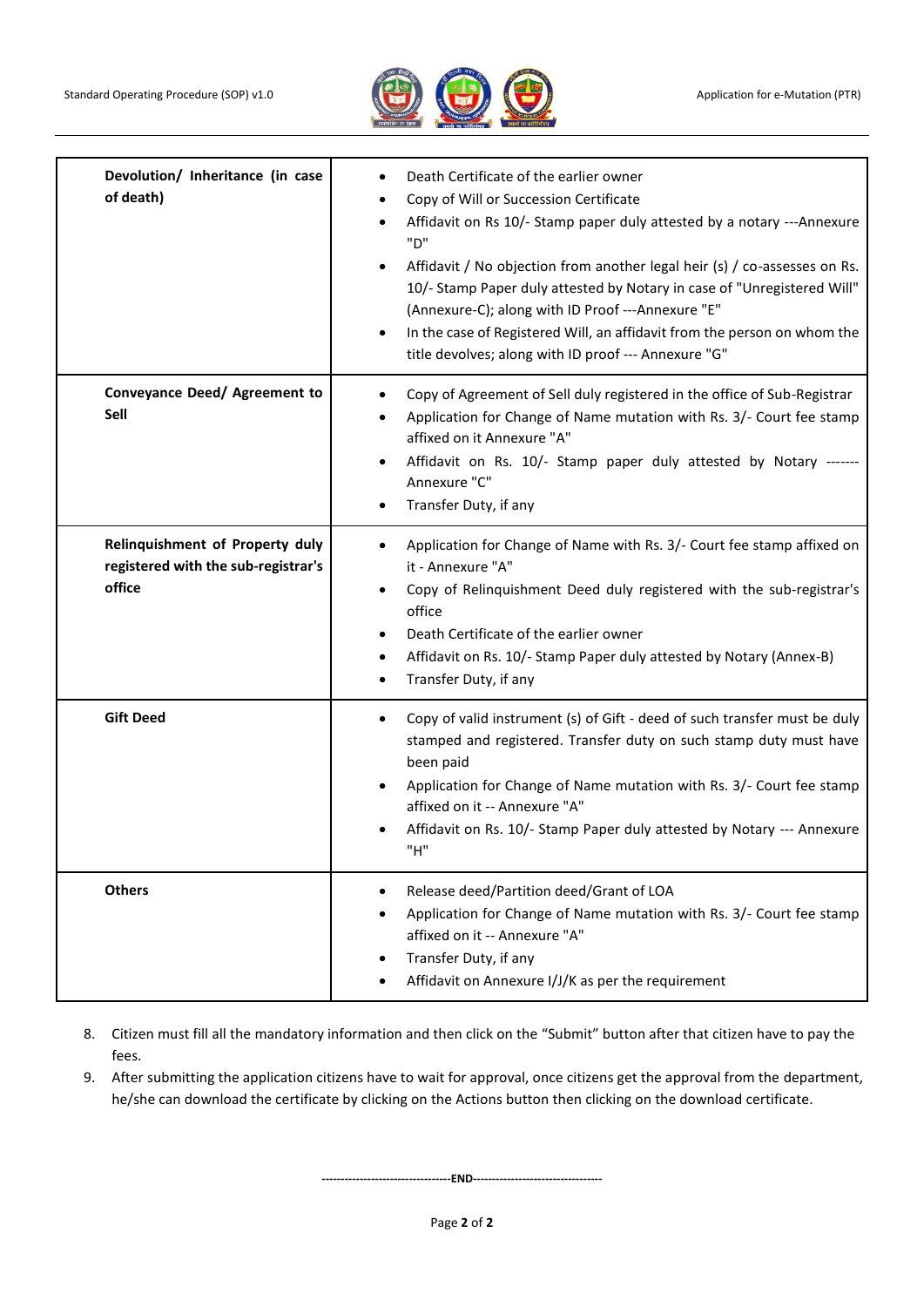| | |
|---|---|
| **Devolution/ Inheritance (in case of death)** | • Death Certificate of the earlier owner<br>• Copy of Will or Succession Certificate<br>• Affidavit on Rs 10/- Stamp paper duly attested by a notary ---Annexure "D"<br>• Affidavit / No objection from another legal heir (s) / co-assesses on Rs. 10/- Stamp Paper duly attested by Notary in case of "Unregistered Will" (Annexure-C); along with ID Proof ---Annexure "E"<br>• In the case of Registered Will, an affidavit from the person on whom the title devolves; along with ID proof --- Annexure "G" |
| **Conveyance Deed/ Agreement to Sell** | • Copy of Agreement of Sell duly registered in the office of Sub-Registrar<br>• Application for Change of Name mutation with Rs. 3/- Court fee stamp affixed on it Annexure "A"<br>• Affidavit on Rs. 10/- Stamp paper duly attested by Notary ------- Annexure "C"<br>• Transfer Duty, if any |
| **Relinquishment of Property duly registered with the sub-registrar's office** | • Application for Change of Name with Rs. 3/- Court fee stamp affixed on it - Annexure "A"<br>• Copy of Relinquishment Deed duly registered with the sub-registrar's office<br>• Death Certificate of the earlier owner<br>• Affidavit on Rs. 10/- Stamp Paper duly attested by Notary (Annex-B)<br>• Transfer Duty, if any |
| **Gift Deed** | • Copy of valid instrument (s) of Gift - deed of such transfer must be duly stamped and registered. Transfer duty on such stamp duty must have been paid<br>• Application for Change of Name mutation with Rs. 3/- Court fee stamp affixed on it -- Annexure "A"<br>• Affidavit on Rs. 10/- Stamp Paper duly attested by Notary --- Annexure "H" |
| **Others** | • Release deed/Partition deed/Grant of LOA<br>• Application for Change of Name mutation with Rs. 3/- Court fee stamp affixed on it -- Annexure "A"<br>• Transfer Duty, if any<br>• Affidavit on Annexure I/J/K as per the requirement |

8. Citizen must fill all the mandatory information and then click on the "Submit" button after that citizen have to pay the fees.
9. After submitting the application citizens have to wait for approval, once citizens get the approval from the department, he/she can download the certificate by clicking on the Actions button then clicking on the download certificate.

----------------------------------END----------------------------------